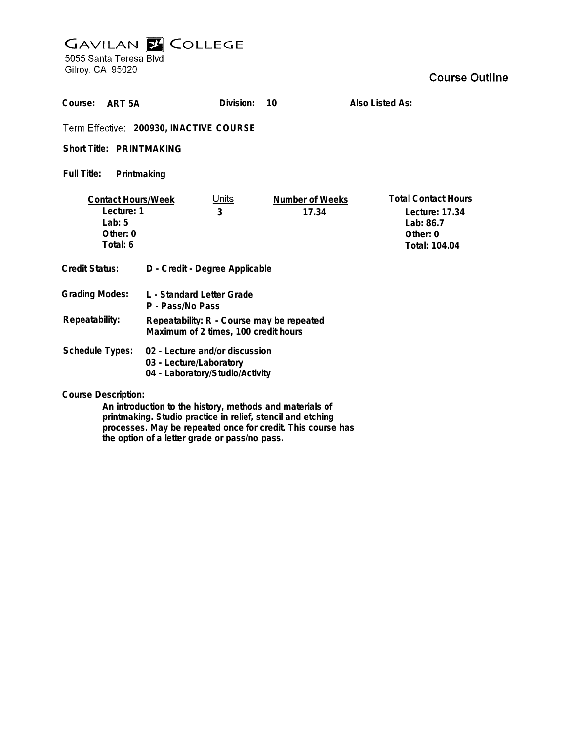# GAVILAN COLLEGE

5055 Santa Teresa Blvd
Gilroy, CA 95020

## Course Outline

**Course:** ART 5A **Division:** 10 **Also Listed As:**

**Term Effective:** 200930, INACTIVE COURSE

**Short Title:** PRINTMAKING

**Full Title:** Printmaking

| Contact Hours/Week | Units | Number of Weeks | Total Contact Hours |
|---|---|---|---|
| Lecture: 1 | 3 | 17.34 | Lecture: 17.34 |
| Lab: 5 | | | Lab: 86.7 |
| Other: 0 | | | Other: 0 |
| Total: 6 | | | Total: 104.04 |

**Credit Status:** D - Credit - Degree Applicable

**Grading Modes:** L - Standard Letter Grade
P - Pass/No Pass

**Repeatability:** Repeatability: R - Course may be repeated
Maximum of 2 times, 100 credit hours

**Schedule Types:** 02 - Lecture and/or discussion
03 - Lecture/Laboratory
04 - Laboratory/Studio/Activity

**Course Description:**

An introduction to the history, methods and materials of printmaking. Studio practice in relief, stencil and etching processes. May be repeated once for credit. This course has the option of a letter grade or pass/no pass.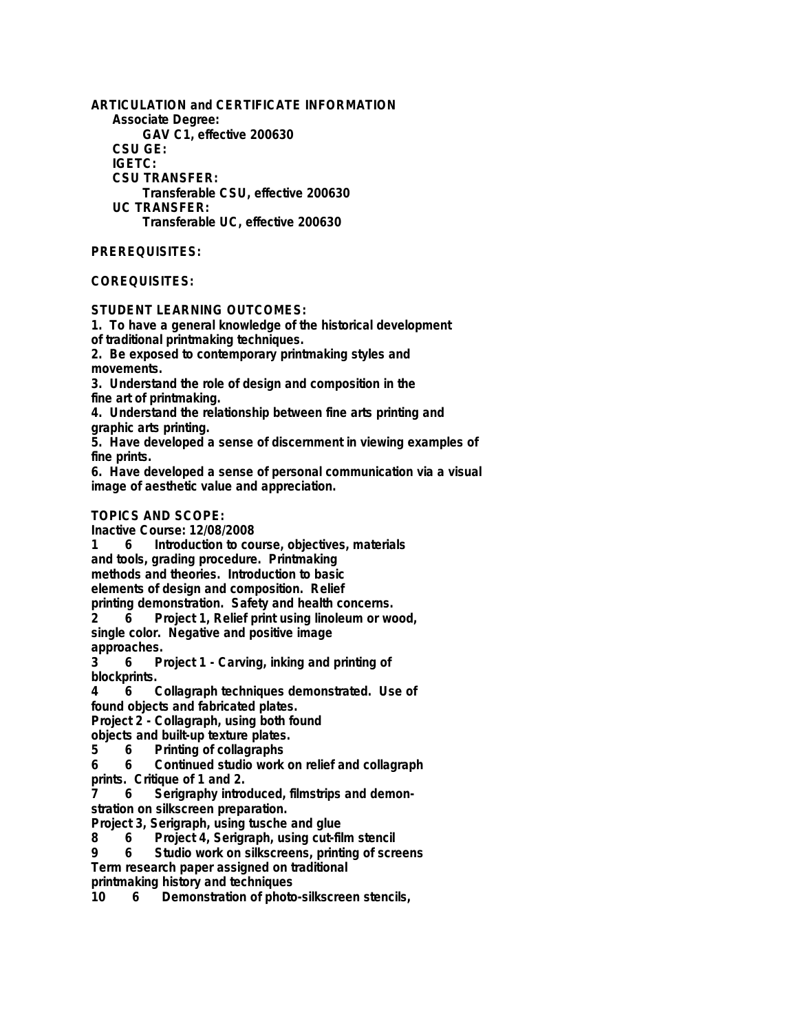**ARTICULATION and CERTIFICATE INFORMATION**

**Associate Degree:**
GAV C1, effective 200630

**CSU GE:**

**IGETC:**

**CSU TRANSFER:**
Transferable CSU, effective 200630

**UC TRANSFER:**
Transferable UC, effective 200630

**PREREQUISITES:**

**COREQUISITES:**

**STUDENT LEARNING OUTCOMES:**

1. To have a general knowledge of the historical development of traditional printmaking techniques.
2. Be exposed to contemporary printmaking styles and movements.
3. Understand the role of design and composition in the fine art of printmaking.
4. Understand the relationship between fine arts printing and graphic arts printing.
5. Have developed a sense of discernment in viewing examples of fine prints.
6. Have developed a sense of personal communication via a visual image of aesthetic value and appreciation.

**TOPICS AND SCOPE:**

Inactive Course: 12/08/2008

1 6 Introduction to course, objectives, materials and tools, grading procedure. Printmaking methods and theories. Introduction to basic elements of design and composition. Relief printing demonstration. Safety and health concerns.

2 6 Project 1, Relief print using linoleum or wood, single color. Negative and positive image approaches.

3 6 Project 1 - Carving, inking and printing of blockprints.

4 6 Collagraph techniques demonstrated. Use of found objects and fabricated plates.
Project 2 - Collagraph, using both found objects and built-up texture plates.

5 6 Printing of collagraphs

6 6 Continued studio work on relief and collagraph prints. Critique of 1 and 2.

7 6 Serigraphy introduced, filmstrips and demonstration on silkscreen preparation.
Project 3, Serigraph, using tusche and glue

8 6 Project 4, Serigraph, using cut-film stencil

9 6 Studio work on silkscreens, printing of screens
Term research paper assigned on traditional printmaking history and techniques

10 6 Demonstration of photo-silkscreen stencils,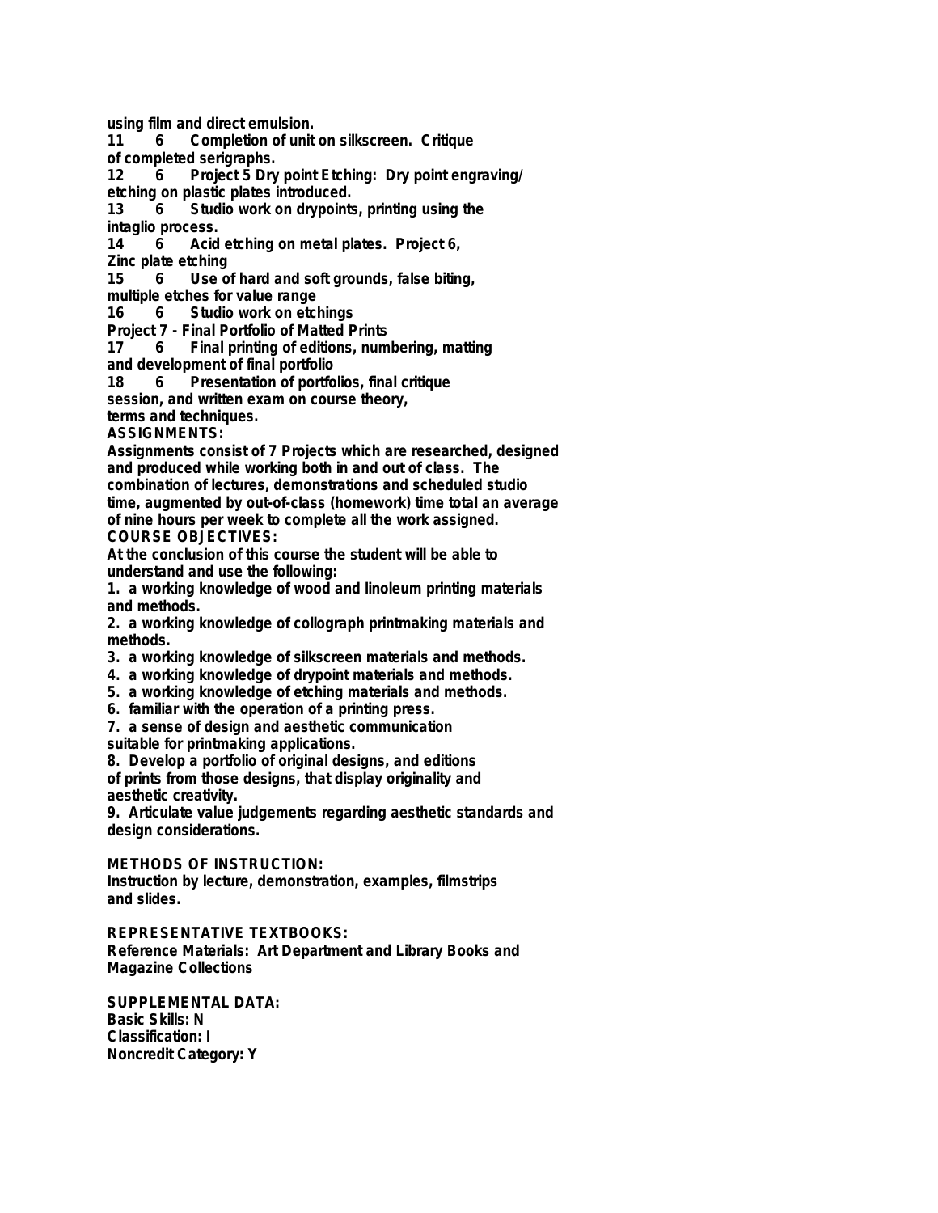using film and direct emulsion.
11 6 Completion of unit on silkscreen. Critique
of completed serigraphs.
12 6 Project 5 Dry point Etching: Dry point engraving/
etching on plastic plates introduced.
13 6 Studio work on drypoints, printing using the
intaglio process.
14 6 Acid etching on metal plates. Project 6,
Zinc plate etching
15 6 Use of hard and soft grounds, false biting,
multiple etches for value range
16 6 Studio work on etchings
Project 7 - Final Portfolio of Matted Prints
17 6 Final printing of editions, numbering, matting
and development of final portfolio
18 6 Presentation of portfolios, final critique
session, and written exam on course theory,
terms and techniques.

**ASSIGNMENTS:**

Assignments consist of 7 Projects which are researched, designed and produced while working both in and out of class. The combination of lectures, demonstrations and scheduled studio time, augmented by out-of-class (homework) time total an average of nine hours per week to complete all the work assigned.

**COURSE OBJECTIVES:**

At the conclusion of this course the student will be able to understand and use the following:

1. a working knowledge of wood and linoleum printing materials and methods.
2. a working knowledge of collograph printmaking materials and methods.
3. a working knowledge of silkscreen materials and methods.
4. a working knowledge of drypoint materials and methods.
5. a working knowledge of etching materials and methods.
6. familiar with the operation of a printing press.
7. a sense of design and aesthetic communication suitable for printmaking applications.
8. Develop a portfolio of original designs, and editions of prints from those designs, that display originality and aesthetic creativity.
9. Articulate value judgements regarding aesthetic standards and design considerations.

**METHODS OF INSTRUCTION:**

Instruction by lecture, demonstration, examples, filmstrips and slides.

**REPRESENTATIVE TEXTBOOKS:**

Reference Materials: Art Department and Library Books and Magazine Collections

**SUPPLEMENTAL DATA:**

Basic Skills: N
Classification: I
Noncredit Category: Y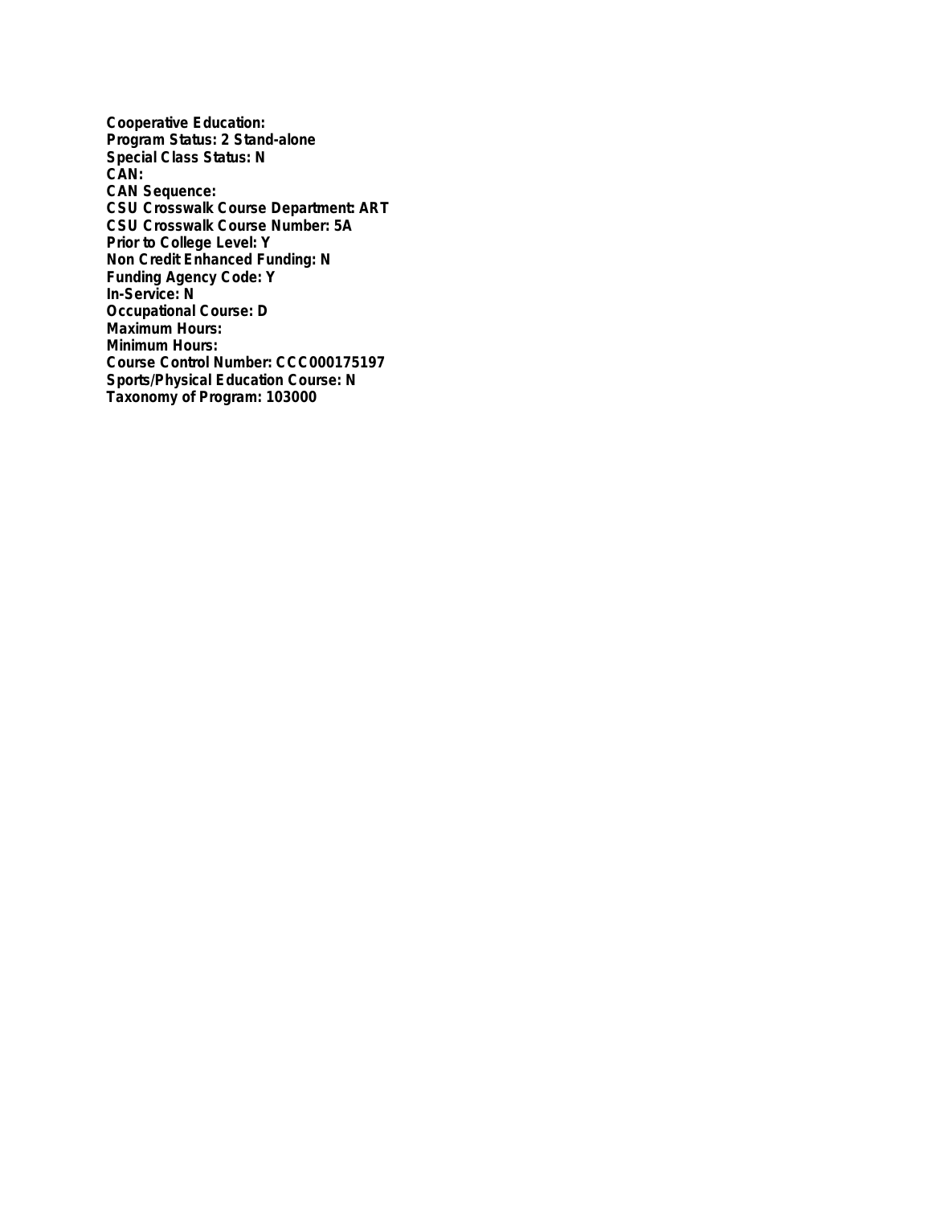**Cooperative Education:**
**Program Status: 2 Stand-alone**
**Special Class Status: N**
**CAN:**
**CAN Sequence:**
**CSU Crosswalk Course Department: ART**
**CSU Crosswalk Course Number: 5A**
**Prior to College Level: Y**
**Non Credit Enhanced Funding: N**
**Funding Agency Code: Y**
**In-Service: N**
**Occupational Course: D**
**Maximum Hours:**
**Minimum Hours:**
**Course Control Number: CCC000175197**
**Sports/Physical Education Course: N**
**Taxonomy of Program: 103000**